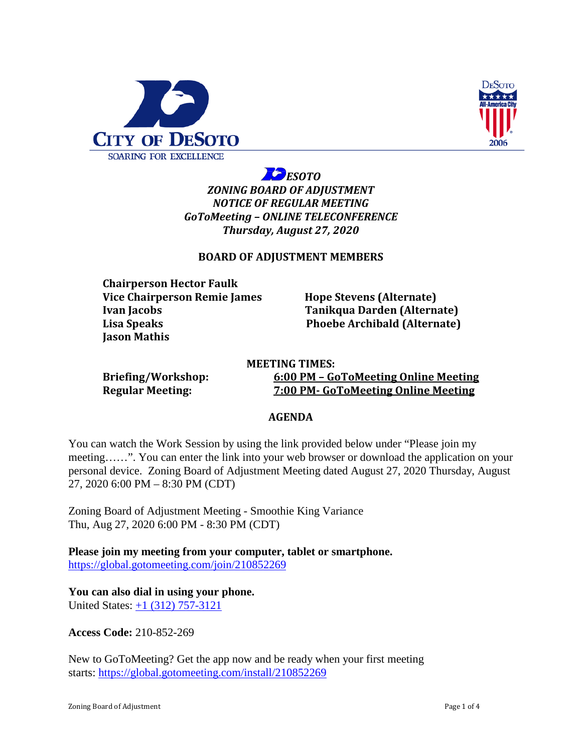CITY OF DESOTO

SOARING FOR EXCELLENCE

DESOTO All-America City 2006

***DESOTO***
***ZONING BOARD OF ADJUSTMENT***
***NOTICE OF REGULAR MEETING***
***GoToMeeting – ONLINE TELECONFERENCE***
***Thursday, August 27, 2020***

**BOARD OF ADJUSTMENT MEMBERS**

**Chairperson Hector Faulk**
**Vice Chairperson Remie James**
**Ivan Jacobs**
**Lisa Speaks**
**Jason Mathis**

**Hope Stevens (Alternate)**
**Tanikqua Darden (Alternate)**
**Phoebe Archibald (Alternate)**

**MEETING TIMES:**

**Briefing/Workshop:** **6:00 PM – GoToMeeting Online Meeting**
**Regular Meeting:** **7:00 PM- GoToMeeting Online Meeting**

**AGENDA**

You can watch the Work Session by using the link provided below under "Please join my meeting……". You can enter the link into your web browser or download the application on your personal device. Zoning Board of Adjustment Meeting dated August 27, 2020 Thursday, August 27, 2020 6:00 PM – 8:30 PM (CDT)

Zoning Board of Adjustment Meeting - Smoothie King Variance
Thu, Aug 27, 2020 6:00 PM - 8:30 PM (CDT)

**Please join my meeting from your computer, tablet or smartphone.**
https://global.gotomeeting.com/join/210852269

**You can also dial in using your phone.**
United States: +1 (312) 757-3121

**Access Code:** 210-852-269

New to GoToMeeting? Get the app now and be ready when your first meeting starts: https://global.gotomeeting.com/install/210852269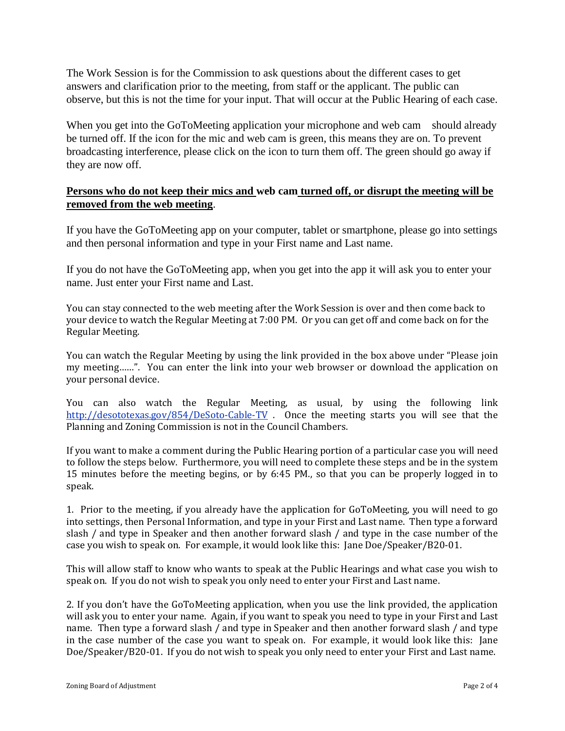The Work Session is for the Commission to ask questions about the different cases to get answers and clarification prior to the meeting, from staff or the applicant. The public can observe, but this is not the time for your input. That will occur at the Public Hearing of each case.

When you get into the GoToMeeting application your microphone and web cam should already be turned off. If the icon for the mic and web cam is green, this means they are on. To prevent broadcasting interference, please click on the icon to turn them off. The green should go away if they are now off.

**Persons who do not keep their mics and web cam turned off, or disrupt the meeting will be removed from the web meeting**.

If you have the GoToMeeting app on your computer, tablet or smartphone, please go into settings and then personal information and type in your First name and Last name.

If you do not have the GoToMeeting app, when you get into the app it will ask you to enter your name. Just enter your First name and Last.

You can stay connected to the web meeting after the Work Session is over and then come back to your device to watch the Regular Meeting at 7:00 PM. Or you can get off and come back on for the Regular Meeting.

You can watch the Regular Meeting by using the link provided in the box above under "Please join my meeting……". You can enter the link into your web browser or download the application on your personal device.

You can also watch the Regular Meeting, as usual, by using the following link http://desototexas.gov/854/DeSoto-Cable-TV . Once the meeting starts you will see that the Planning and Zoning Commission is not in the Council Chambers.

If you want to make a comment during the Public Hearing portion of a particular case you will need to follow the steps below. Furthermore, you will need to complete these steps and be in the system 15 minutes before the meeting begins, or by 6:45 PM., so that you can be properly logged in to speak.

1. Prior to the meeting, if you already have the application for GoToMeeting, you will need to go into settings, then Personal Information, and type in your First and Last name. Then type a forward slash / and type in Speaker and then another forward slash / and type in the case number of the case you wish to speak on. For example, it would look like this: Jane Doe/Speaker/B20-01.

This will allow staff to know who wants to speak at the Public Hearings and what case you wish to speak on. If you do not wish to speak you only need to enter your First and Last name.

2. If you don't have the GoToMeeting application, when you use the link provided, the application will ask you to enter your name. Again, if you want to speak you need to type in your First and Last name. Then type a forward slash / and type in Speaker and then another forward slash / and type in the case number of the case you want to speak on. For example, it would look like this: Jane Doe/Speaker/B20-01. If you do not wish to speak you only need to enter your First and Last name.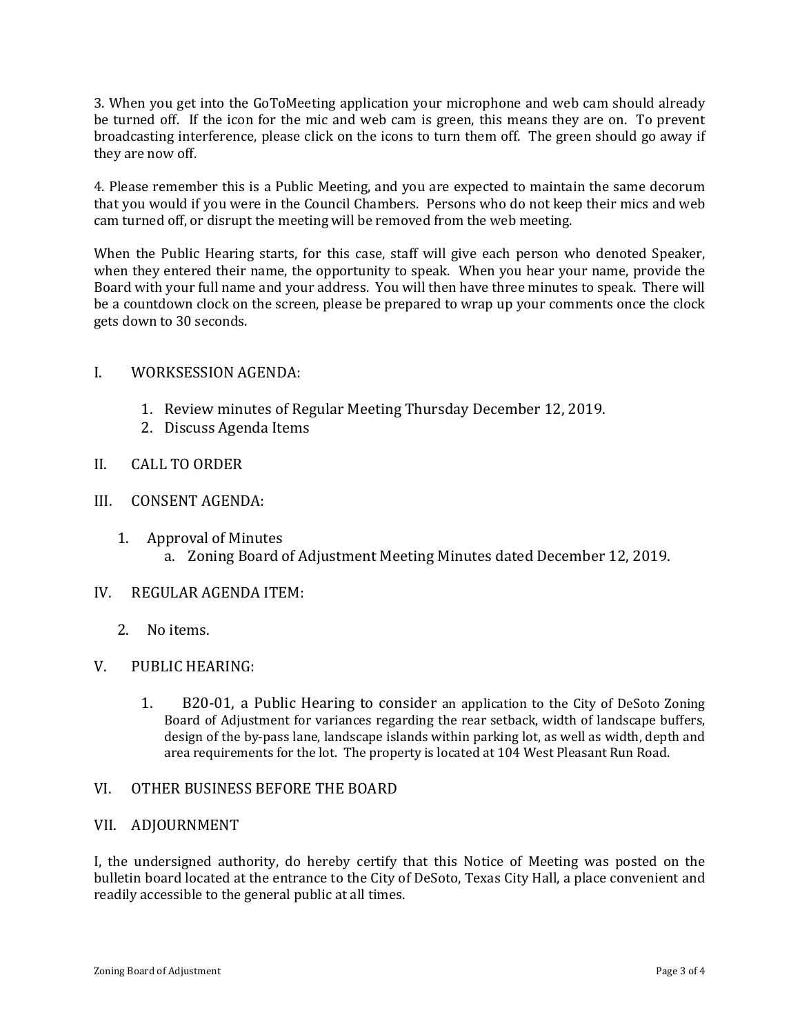3. When you get into the GoToMeeting application your microphone and web cam should already be turned off. If the icon for the mic and web cam is green, this means they are on. To prevent broadcasting interference, please click on the icons to turn them off. The green should go away if they are now off.

4. Please remember this is a Public Meeting, and you are expected to maintain the same decorum that you would if you were in the Council Chambers. Persons who do not keep their mics and web cam turned off, or disrupt the meeting will be removed from the web meeting.

When the Public Hearing starts, for this case, staff will give each person who denoted Speaker, when they entered their name, the opportunity to speak. When you hear your name, provide the Board with your full name and your address. You will then have three minutes to speak. There will be a countdown clock on the screen, please be prepared to wrap up your comments once the clock gets down to 30 seconds.

I. WORKSESSION AGENDA:

1. Review minutes of Regular Meeting Thursday December 12, 2019.
2. Discuss Agenda Items

II. CALL TO ORDER

III. CONSENT AGENDA:

1. Approval of Minutes
   a. Zoning Board of Adjustment Meeting Minutes dated December 12, 2019.

IV. REGULAR AGENDA ITEM:

2. No items.

V. PUBLIC HEARING:

1. B20-01, a Public Hearing to consider an application to the City of DeSoto Zoning Board of Adjustment for variances regarding the rear setback, width of landscape buffers, design of the by-pass lane, landscape islands within parking lot, as well as width, depth and area requirements for the lot. The property is located at 104 West Pleasant Run Road.

VI. OTHER BUSINESS BEFORE THE BOARD

VII. ADJOURNMENT

I, the undersigned authority, do hereby certify that this Notice of Meeting was posted on the bulletin board located at the entrance to the City of DeSoto, Texas City Hall, a place convenient and readily accessible to the general public at all times.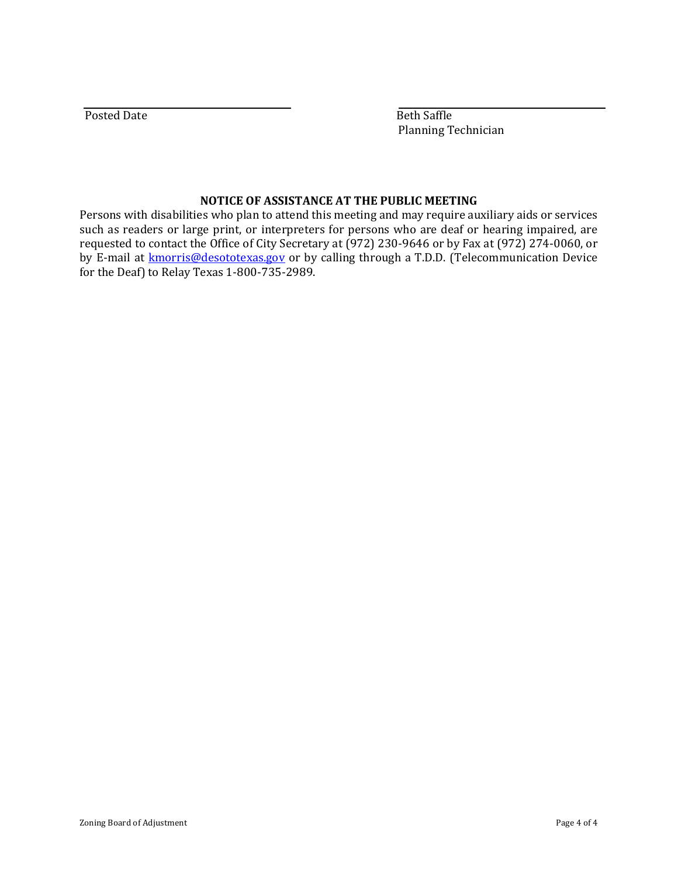Posted Date

Beth Saffle
Planning Technician

**NOTICE OF ASSISTANCE AT THE PUBLIC MEETING**

Persons with disabilities who plan to attend this meeting and may require auxiliary aids or services such as readers or large print, or interpreters for persons who are deaf or hearing impaired, are requested to contact the Office of City Secretary at (972) 230-9646 or by Fax at (972) 274-0060, or by E-mail at kmorris@desototexas.gov or by calling through a T.D.D. (Telecommunication Device for the Deaf) to Relay Texas 1-800-735-2989.